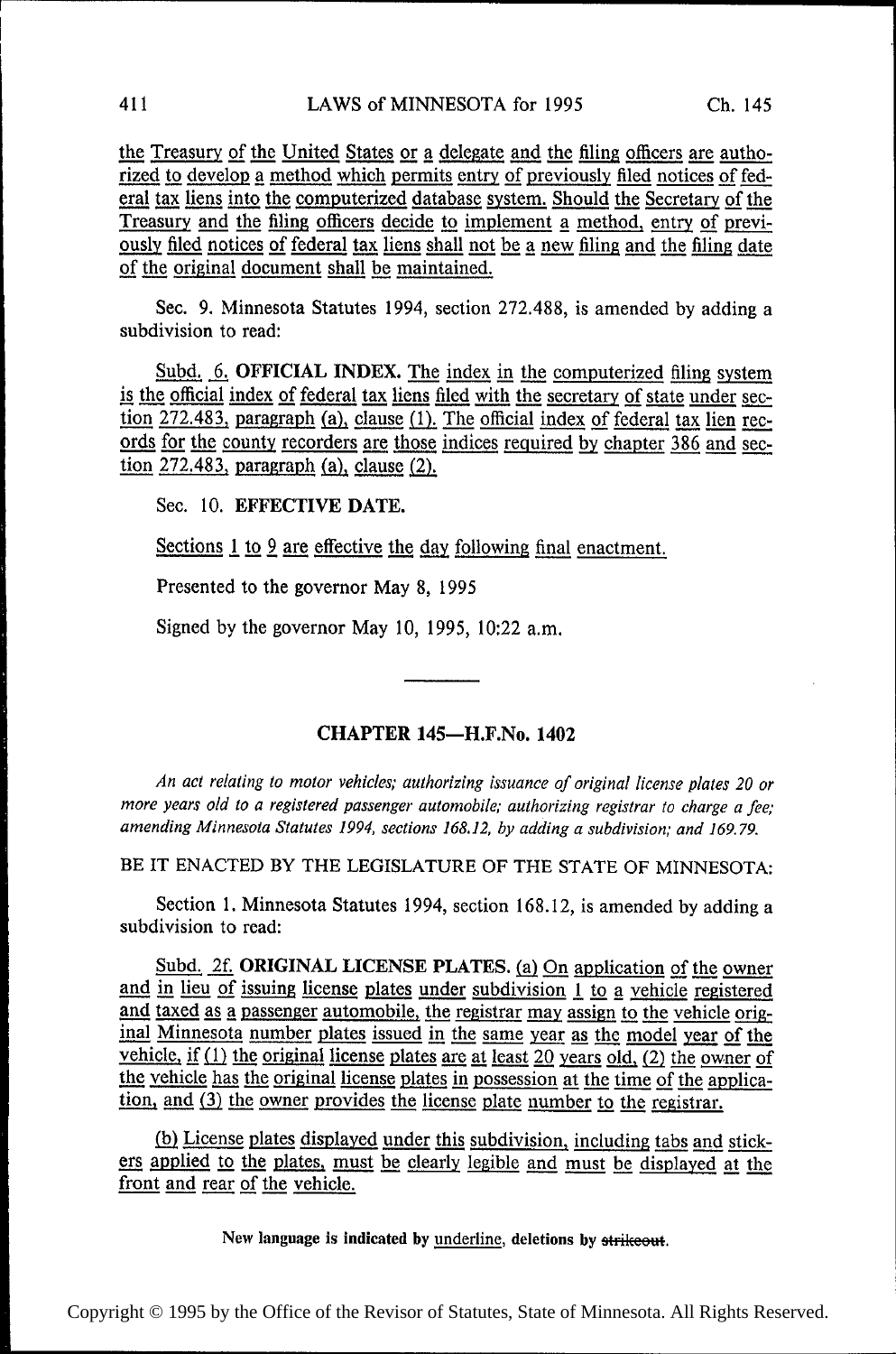the Treasury of the United States or a delegate and the filing officers are authorized to develop a method which permits entry of previously filed notices of federal tax liens into the computerized database system. Should the Secretary of the Treasury and the filing officers decide to implement a method, entry of previously filed notices of federal tax liens shall not be a new filing and the filing date of the original document shall be maintained.

Sec. 9. Minnesota Statutes 1994, section 272.488, is amended by adding a subdivision to read:

Subd. 6. **OFFICIAL INDEX.** The index in the computerized filing system is the official index of federal tax liens filed with the secretary of state under section 272.483, paragraph (a), clause (1). The official index of federal tax lien records for the county recorders are those indices required by chapter 386 and section 272.483, paragraph (a), clause (2).

Sec. 10. **EFFECTIVE DATE.**

Sections 1 to 9 are effective the day following final enactment.

Presented to the governor May 8, 1995

Signed by the governor May 10, 1995, 10:22 a.m.

---

## CHAPTER 145—H.F.No. 1402

*An act relating to motor vehicles; authorizing issuance of original license plates 20 or more years old to a registered passenger automobile; authorizing registrar to charge a fee; amending Minnesota Statutes 1994, sections 168.12, by adding a subdivision; and 169.79.*

BE IT ENACTED BY THE LEGISLATURE OF THE STATE OF MINNESOTA:

Section 1. Minnesota Statutes 1994, section 168.12, is amended by adding a subdivision to read:

Subd. 2f. **ORIGINAL LICENSE PLATES.** (a) On application of the owner and in lieu of issuing license plates under subdivision 1 to a vehicle registered and taxed as a passenger automobile, the registrar may assign to the vehicle original Minnesota number plates issued in the same year as the model year of the vehicle, if (1) the original license plates are at least 20 years old, (2) the owner of the vehicle has the original license plates in possession at the time of the application, and (3) the owner provides the license plate number to the registrar.

(b) License plates displayed under this subdivision, including tabs and stickers applied to the plates, must be clearly legible and must be displayed at the front and rear of the vehicle.

New language is indicated by underline, deletions by ~~strikeout~~.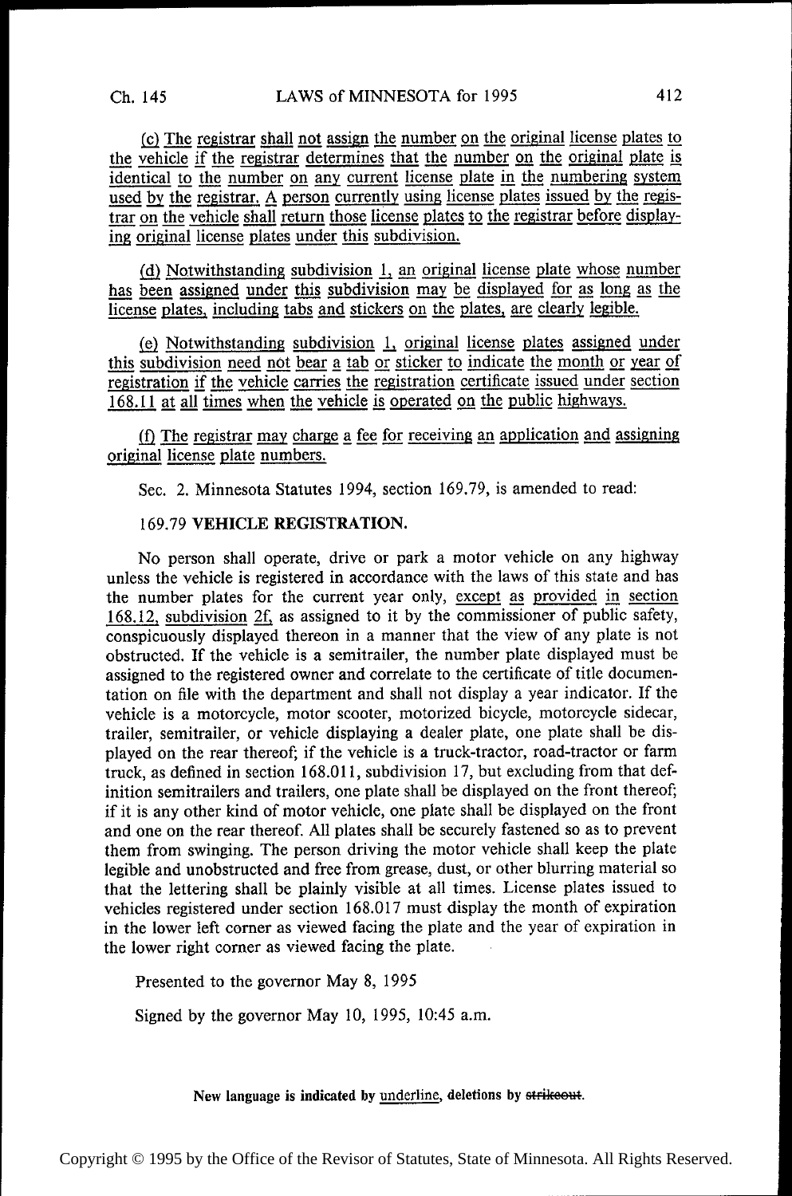(c) The registrar shall not assign the number on the original license plates to the vehicle if the registrar determines that the number on the original plate is identical to the number on any current license plate in the numbering system used by the registrar. A person currently using license plates issued by the registrar on the vehicle shall return those license plates to the registrar before displaying original license plates under this subdivision.

(d) Notwithstanding subdivision 1, an original license plate whose number has been assigned under this subdivision may be displayed for as long as the license plates, including tabs and stickers on the plates, are clearly legible.

(e) Notwithstanding subdivision 1, original license plates assigned under this subdivision need not bear a tab or sticker to indicate the month or year of registration if the vehicle carries the registration certificate issued under section 168.11 at all times when the vehicle is operated on the public highways.

(f) The registrar may charge a fee for receiving an application and assigning original license plate numbers.

Sec. 2. Minnesota Statutes 1994, section 169.79, is amended to read:

169.79 **VEHICLE REGISTRATION.**

No person shall operate, drive or park a motor vehicle on any highway unless the vehicle is registered in accordance with the laws of this state and has the number plates for the current year only, except as provided in section 168.12, subdivision 2f, as assigned to it by the commissioner of public safety, conspicuously displayed thereon in a manner that the view of any plate is not obstructed. If the vehicle is a semitrailer, the number plate displayed must be assigned to the registered owner and correlate to the certificate of title documentation on file with the department and shall not display a year indicator. If the vehicle is a motorcycle, motor scooter, motorized bicycle, motorcycle sidecar, trailer, semitrailer, or vehicle displaying a dealer plate, one plate shall be displayed on the rear thereof; if the vehicle is a truck-tractor, road-tractor or farm truck, as defined in section 168.011, subdivision 17, but excluding from that definition semitrailers and trailers, one plate shall be displayed on the front thereof; if it is any other kind of motor vehicle, one plate shall be displayed on the front and one on the rear thereof. All plates shall be securely fastened so as to prevent them from swinging. The person driving the motor vehicle shall keep the plate legible and unobstructed and free from grease, dust, or other blurring material so that the lettering shall be plainly visible at all times. License plates issued to vehicles registered under section 168.017 must display the month of expiration in the lower left corner as viewed facing the plate and the year of expiration in the lower right corner as viewed facing the plate.

Presented to the governor May 8, 1995

Signed by the governor May 10, 1995, 10:45 a.m.

New language is indicated by underline, deletions by ~~strikeout~~.

Copyright © 1995 by the Office of the Revisor of Statutes, State of Minnesota. All Rights Reserved.